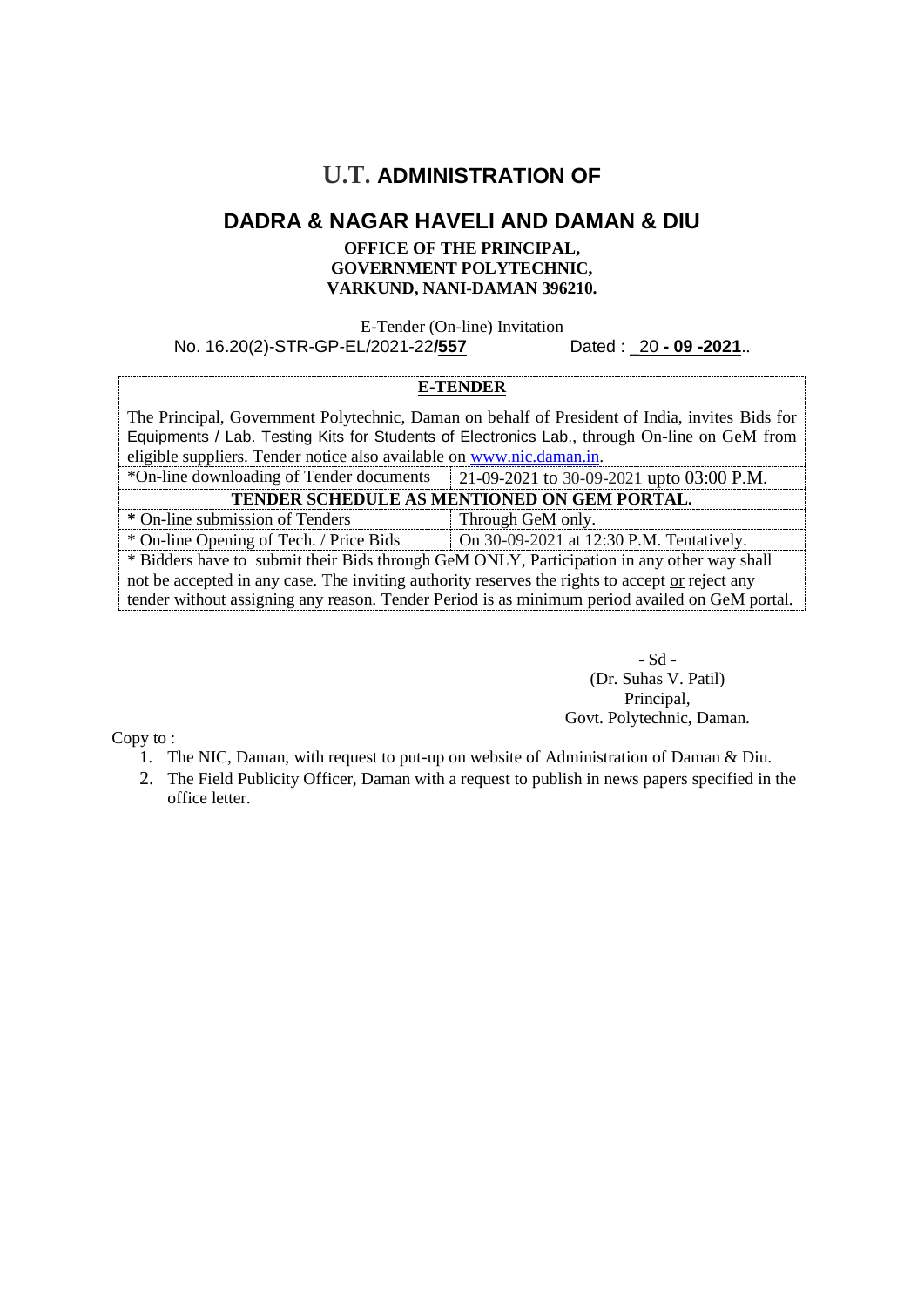# U.T. ADMINISTRATION OF

## DADRA & NAGAR HAVELI AND DAMAN & DIU

**OFFICE OF THE PRINCIPAL,**
**GOVERNMENT POLYTECHNIC,**
**VARKUND, NANI-DAMAN 396210.**

E-Tender (On-line) Invitation

No. 16.20(2)-STR-GP-EL/2021-22/**557** Dated : 20 **- 09 -2021**..

**E-TENDER**

The Principal, Government Polytechnic, Daman on behalf of President of India, invites Bids for Equipments / Lab. Testing Kits for Students of Electronics Lab., through On-line on GeM from eligible suppliers. Tender notice also available on www.nic.daman.in.

| | |
|---|---|
| *On-line downloading of Tender documents | 21-09-2021 to 30-09-2021 upto 03:00 P.M. |
| **TENDER SCHEDULE AS MENTIONED ON GEM PORTAL.** | |
| * On-line submission of Tenders | Through GeM only. |
| * On-line Opening of Tech. / Price Bids | On 30-09-2021 at 12:30 P.M. Tentatively. |

* Bidders have to submit their Bids through GeM ONLY, Participation in any other way shall not be accepted in any case. The inviting authority reserves the rights to accept or reject any tender without assigning any reason. Tender Period is as minimum period availed on GeM portal.

- Sd -
(Dr. Suhas V. Patil)
Principal,
Govt. Polytechnic, Daman.

Copy to :

1. The NIC, Daman, with request to put-up on website of Administration of Daman & Diu.
2. The Field Publicity Officer, Daman with a request to publish in news papers specified in the office letter.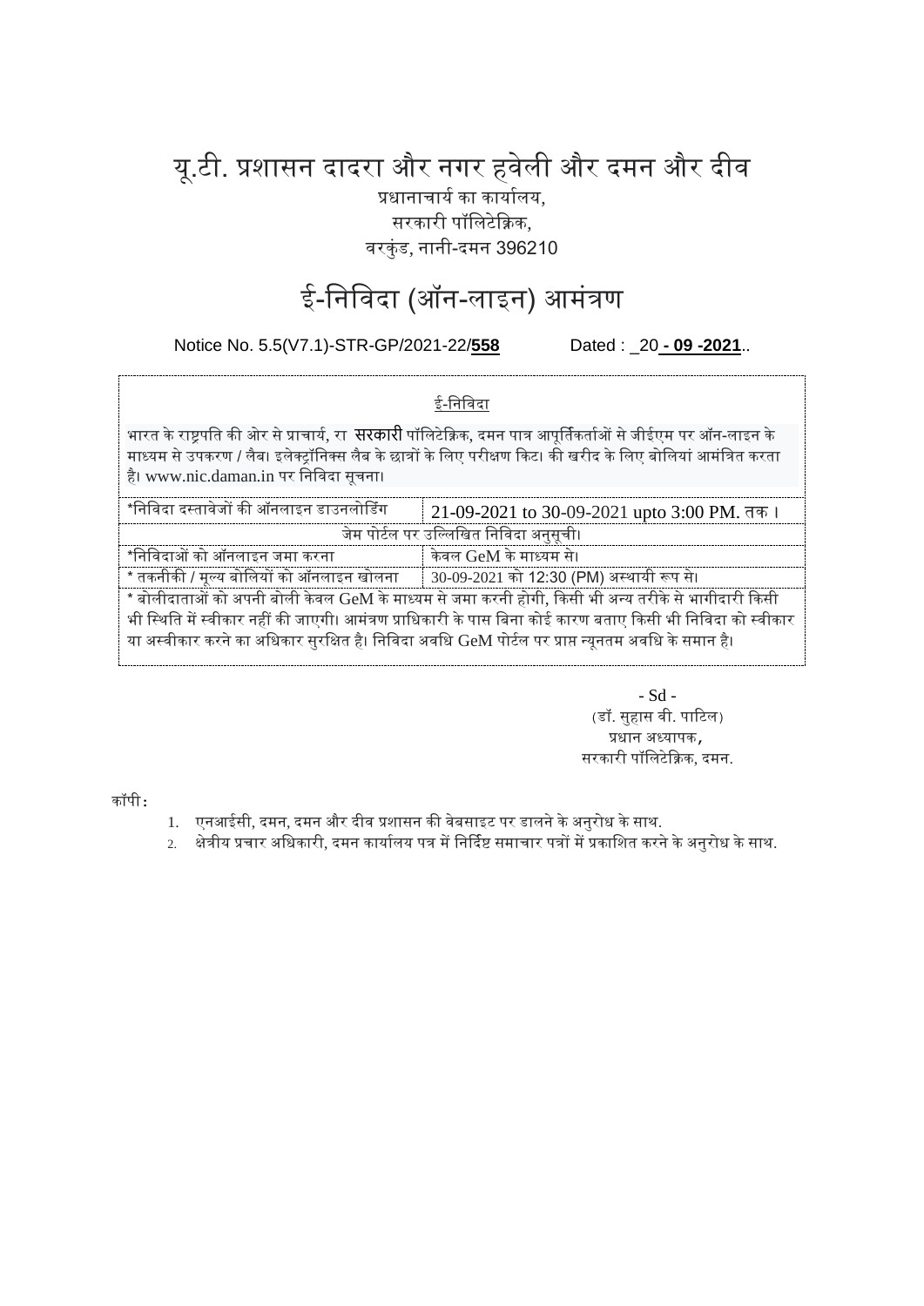# यू.टी. प्रशासन दादरा और नगर हवेली और दमन और दीव

प्रधानाचार्य का कार्यालय,
सरकारी पॉलिटेक्निक,
वरकुंड, नानी-दमन 396210

# ई-निविदा (ऑन-लाइन) आमंत्रण

Notice No. 5.5(V7.1)-STR-GP/2021-22/**558** Dated : _20 **- 09 -2021**..

ई-निविदा

भारत के राष्ट्रपति की ओर से प्राचार्य, रा सरकारी पॉलिटेक्निक, दमन पात्र आपूर्तिकर्ताओं से जीईएम पर ऑन-लाइन के माध्यम से उपकरण / लैब। इलेक्ट्रॉनिक्स लैब के छात्रों के लिए परीक्षण किट। की खरीद के लिए बोलियां आमंत्रित करता है। www.nic.daman.in पर निविदा सूचना।

| *निविदा दस्तावेजों की ऑनलाइन डाउनलोडिंग | 21-09-2021 to 30-09-2021 upto 3:00 PM. तक। |
|---|---|
| जेम पोर्टल पर उल्लिखित निविदा अनुसूची। | |
| *निविदाओं को ऑनलाइन जमा करना | केवल GeM के माध्यम से। |
| * तकनीकी / मूल्य बोलियों को ऑनलाइन खोलना | 30-09-2021 को 12:30 (PM) अस्थायी रूप से। |

* बोलीदाताओं को अपनी बोली केवल GeM के माध्यम से जमा करनी होगी, किसी भी अन्य तरीके से भागीदारी किसी भी स्थिति में स्वीकार नहीं की जाएगी। आमंत्रण प्राधिकारी के पास बिना कोई कारण बताए किसी भी निविदा को स्वीकार या अस्वीकार करने का अधिकार सुरक्षित है। निविदा अवधि GeM पोर्टल पर प्राप्त न्यूनतम अवधि के समान है।

- Sd -
(डॉ. सुहास वी. पाटिल)
प्रधान अध्यापक,
सरकारी पॉलिटेक्निक, दमन.

कॉपी :

1. एनआईसी, दमन, दमन और दीव प्रशासन की वेबसाइट पर डालने के अनुरोध के साथ.
2. क्षेत्रीय प्रचार अधिकारी, दमन कार्यालय पत्र में निर्दिष्ट समाचार पत्रों में प्रकाशित करने के अनुरोध के साथ.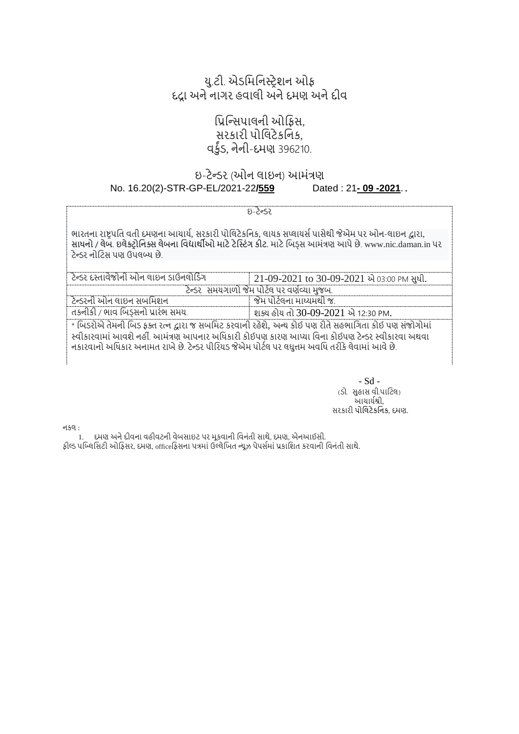# યુ.ટી. એડમિનિસ્ટ્રેશન ઓફ
# દદ્રા અને નાગર હવાલી અને દમણ અને દીવ

## પ્રિન્સિપાલની ઓફિસ,
## સરકારી પોલિટેકનિક,
## વર્કુંડ, નેની-દમણ 396210.

### ઇ-ટેન્ડર (ઓન લાઇન) આમંત્રણ

No. 16.20(2)-STR-GP-EL/2021-22/**559** Dated : 21**- 09 -2021**. .

ઇ-ટેન્ડર

ભારતના રાષ્ટ્રપતિ વતી દમણના આચાર્ય, સરકારી પોલિટેકનિક, લાયક સપ્લાયર્સ પાસેથી જેએમ પર ઓન-લાઇન દ્વારા, **સાધનો / લેબ. ઇલેક્ટ્રોનિક્સ લેબના વિદ્યાર્થીઓ માટે ટેસ્ટિંગ કીટ.** માટે બિડ્સ આમંત્રણ આપે છે. www.nic.daman.in પર ટેન્ડર નોટિસ પણ ઉપલબ્ધ છે.

| | |
|---|---|
| ટેન્ડર દસ્તાવેજોની ઓન લાઇન ડાઉનલોડિંગ | 21-09-2021 to 30-09-2021 એ 03:00 PM સુધી. |
| ટેન્ડર સમયગાળો જેમ પોર્ટલ પર વર્ણવ્યા મુજબ. | |
| ટેન્ડરની ઓન લાઇન સબમિશન | જેમ પોર્ટલના માધ્યમથી જ. |
| તકનીકી / ભાવ બિડ્સનો પ્રારંભ સમય. | શક્ય હોય તો 30-09-2021 એ 12:30 PM. |

* બિડરોએ તેમની બિડ ફક્ત રત્ન દ્વારા જ સબમિટ કરવાની રહેશે, અન્ય કોઈ પણ રીતે સહભાગિતા કોઈ પણ સંજોગોમાં સ્વીકારવામાં આવશે નહીં. આમંત્રણ આપનાર અધિકારી કોઈપણ કારણ આપ્યા વિના કોઈપણ ટેન્ડર સ્વીકારવા અથવા નકારવાનો અધિકાર અનામત રાખે છે. ટેન્ડર પીરિયડ જેએમ પોર્ટલ પર લઘુત્તમ અવધિ તરીકે લેવામાં આવે છે.

- Sd -
(ડો. સુહાસ વી.પાટિલ)
આચાર્યશ્રી,
સરકારી પોલિટેકનિક, દમણ.

નકલ :

1. દમણ અને દીવના વહીવટની વેબસાઇટ પર મૂકવાની વિનંતી સાથે, દમણ, એનઆઈસી.

ફીલ્ડ પબ્લિસિટી ઓફિસર, દમણ, officeફિસના પત્રમાં ઉલ્લેખિત ન્યૂઝ પેપર્સમાં પ્રકાશિત કરવાની વિનંતી સાથે.